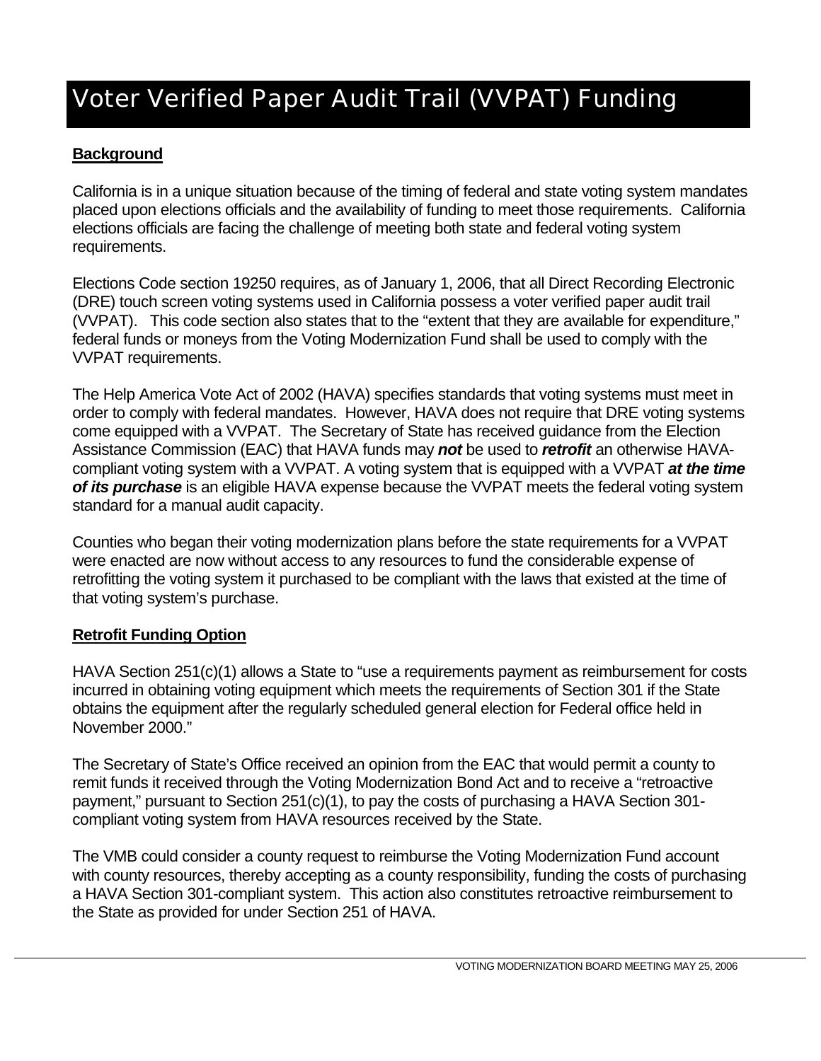# Voter Verified Paper Audit Trail (VVPAT) Funding

**Background**

California is in a unique situation because of the timing of federal and state voting system mandates placed upon elections officials and the availability of funding to meet those requirements. California elections officials are facing the challenge of meeting both state and federal voting system requirements.

Elections Code section 19250 requires, as of January 1, 2006, that all Direct Recording Electronic (DRE) touch screen voting systems used in California possess a voter verified paper audit trail (VVPAT). This code section also states that to the "extent that they are available for expenditure," federal funds or moneys from the Voting Modernization Fund shall be used to comply with the VVPAT requirements.

The Help America Vote Act of 2002 (HAVA) specifies standards that voting systems must meet in order to comply with federal mandates. However, HAVA does not require that DRE voting systems come equipped with a VVPAT. The Secretary of State has received guidance from the Election Assistance Commission (EAC) that HAVA funds may ***not*** be used to ***retrofit*** an otherwise HAVA-compliant voting system with a VVPAT. A voting system that is equipped with a VVPAT ***at the time of its purchase*** is an eligible HAVA expense because the VVPAT meets the federal voting system standard for a manual audit capacity.

Counties who began their voting modernization plans before the state requirements for a VVPAT were enacted are now without access to any resources to fund the considerable expense of retrofitting the voting system it purchased to be compliant with the laws that existed at the time of that voting system's purchase.

**Retrofit Funding Option**

HAVA Section 251(c)(1) allows a State to "use a requirements payment as reimbursement for costs incurred in obtaining voting equipment which meets the requirements of Section 301 if the State obtains the equipment after the regularly scheduled general election for Federal office held in November 2000."

The Secretary of State's Office received an opinion from the EAC that would permit a county to remit funds it received through the Voting Modernization Bond Act and to receive a "retroactive payment," pursuant to Section 251(c)(1), to pay the costs of purchasing a HAVA Section 301-compliant voting system from HAVA resources received by the State.

The VMB could consider a county request to reimburse the Voting Modernization Fund account with county resources, thereby accepting as a county responsibility, funding the costs of purchasing a HAVA Section 301-compliant system. This action also constitutes retroactive reimbursement to the State as provided for under Section 251 of HAVA.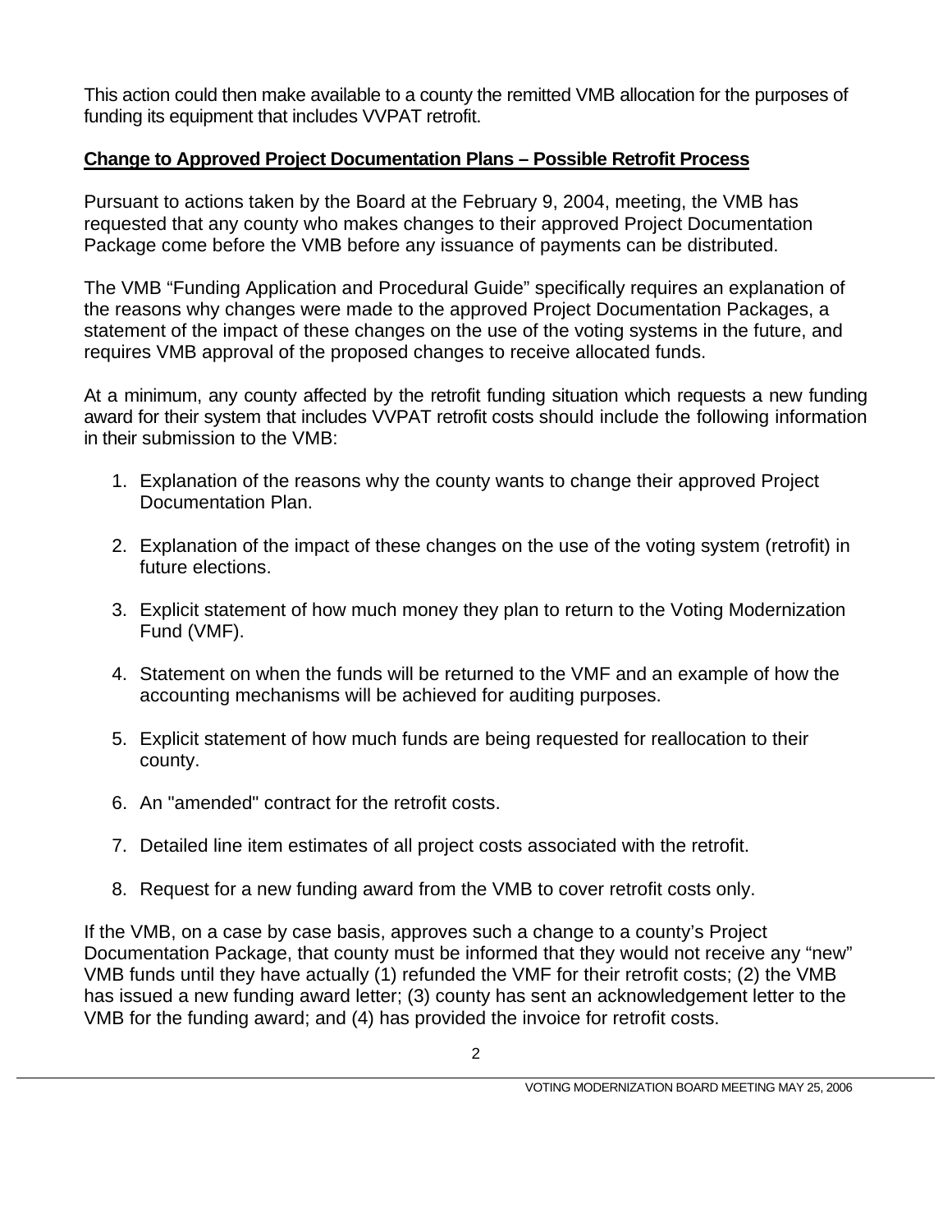This action could then make available to a county the remitted VMB allocation for the purposes of funding its equipment that includes VVPAT retrofit.

**Change to Approved Project Documentation Plans – Possible Retrofit Process**

Pursuant to actions taken by the Board at the February 9, 2004, meeting, the VMB has requested that any county who makes changes to their approved Project Documentation Package come before the VMB before any issuance of payments can be distributed.

The VMB "Funding Application and Procedural Guide" specifically requires an explanation of the reasons why changes were made to the approved Project Documentation Packages, a statement of the impact of these changes on the use of the voting systems in the future, and requires VMB approval of the proposed changes to receive allocated funds.

At a minimum, any county affected by the retrofit funding situation which requests a new funding award for their system that includes VVPAT retrofit costs should include the following information in their submission to the VMB:

1. Explanation of the reasons why the county wants to change their approved Project Documentation Plan.

2. Explanation of the impact of these changes on the use of the voting system (retrofit) in future elections.

3. Explicit statement of how much money they plan to return to the Voting Modernization Fund (VMF).

4. Statement on when the funds will be returned to the VMF and an example of how the accounting mechanisms will be achieved for auditing purposes.

5. Explicit statement of how much funds are being requested for reallocation to their county.

6. An "amended" contract for the retrofit costs.

7. Detailed line item estimates of all project costs associated with the retrofit.

8. Request for a new funding award from the VMB to cover retrofit costs only.

If the VMB, on a case by case basis, approves such a change to a county's Project Documentation Package, that county must be informed that they would not receive any "new" VMB funds until they have actually (1) refunded the VMF for their retrofit costs; (2) the VMB has issued a new funding award letter; (3) county has sent an acknowledgement letter to the VMB for the funding award; and (4) has provided the invoice for retrofit costs.